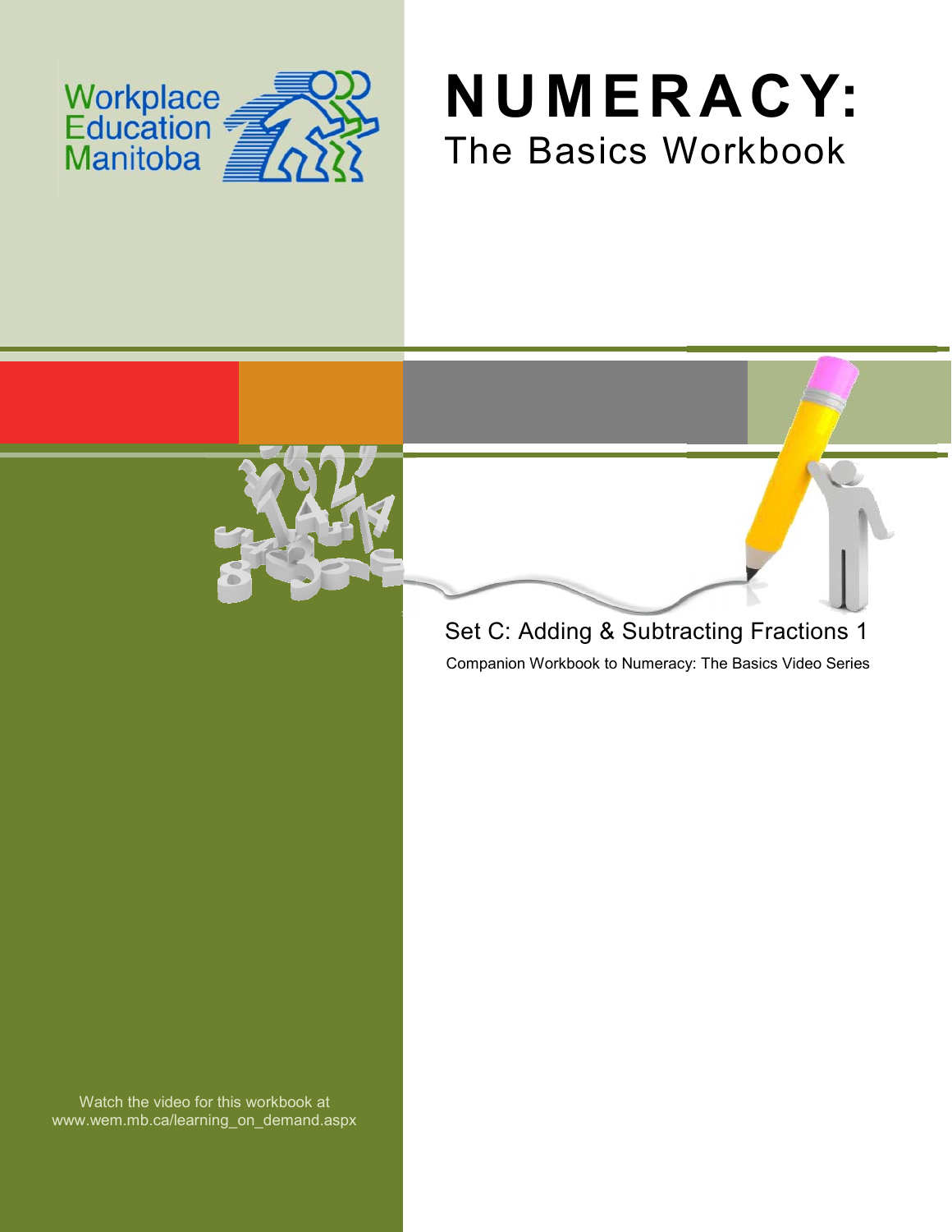Workplace Education Manitoba

# NUMERACY:

## The Basics Workbook

Set C: Adding & Subtracting Fractions 1

Companion Workbook to Numeracy: The Basics Video Series

Watch the video for this workbook at www.wem.mb.ca/learning_on_demand.aspx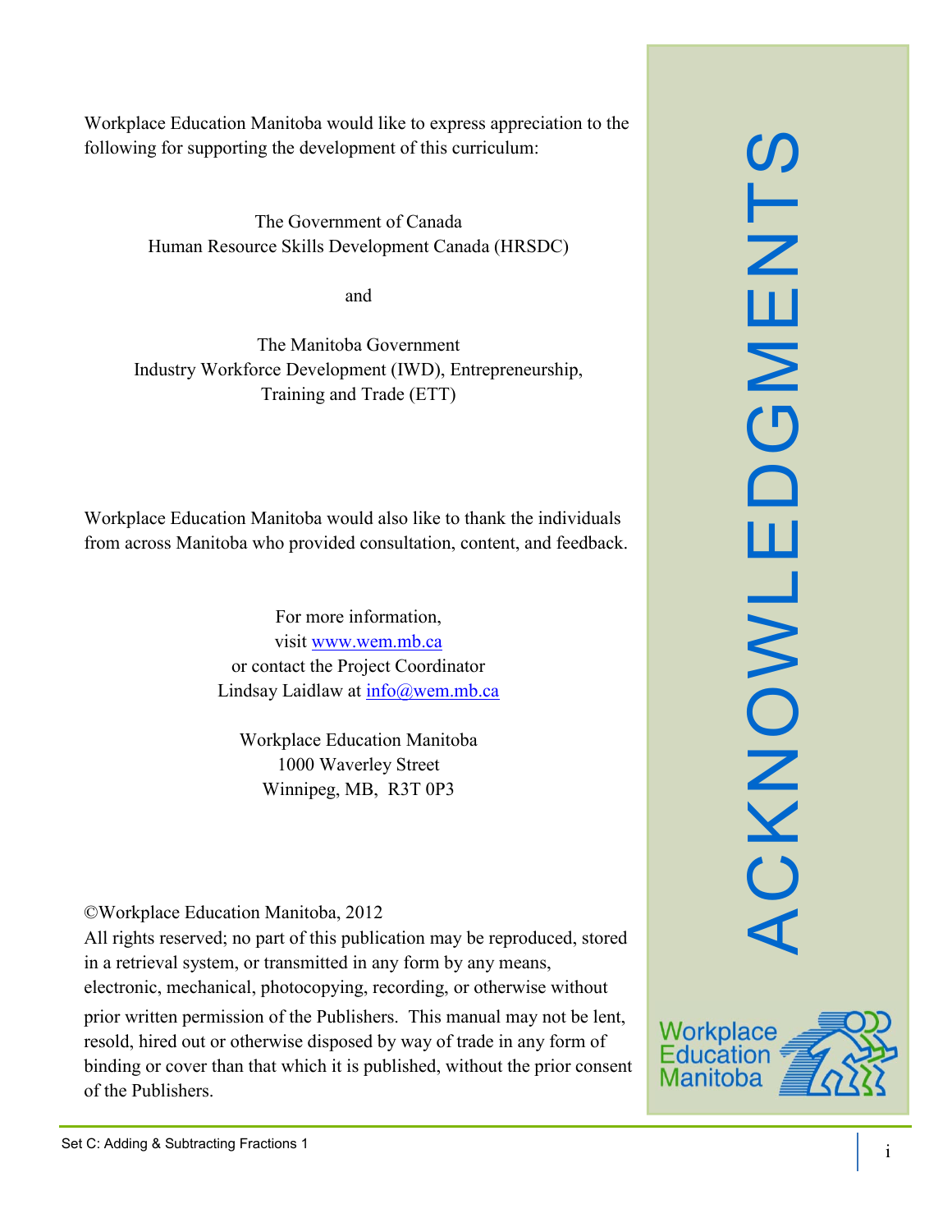# ACKNOWLEDGMENTS

Workplace Education Manitoba would like to express appreciation to the following for supporting the development of this curriculum:

The Government of Canada
Human Resource Skills Development Canada (HRSDC)

and

The Manitoba Government
Industry Workforce Development (IWD), Entrepreneurship, Training and Trade (ETT)

Workplace Education Manitoba would also like to thank the individuals from across Manitoba who provided consultation, content, and feedback.

For more information,
visit [www.wem.mb.ca](http://www.wem.mb.ca)
or contact the Project Coordinator
Lindsay Laidlaw at [info@wem.mb.ca](mailto:info@wem.mb.ca)

Workplace Education Manitoba
1000 Waverley Street
Winnipeg, MB, R3T 0P3

©Workplace Education Manitoba, 2012
All rights reserved; no part of this publication may be reproduced, stored in a retrieval system, or transmitted in any form by any means, electronic, mechanical, photocopying, recording, or otherwise without prior written permission of the Publishers. This manual may not be lent, resold, hired out or otherwise disposed by way of trade in any form of binding or cover than that which it is published, without the prior consent of the Publishers.

Workplace Education Manitoba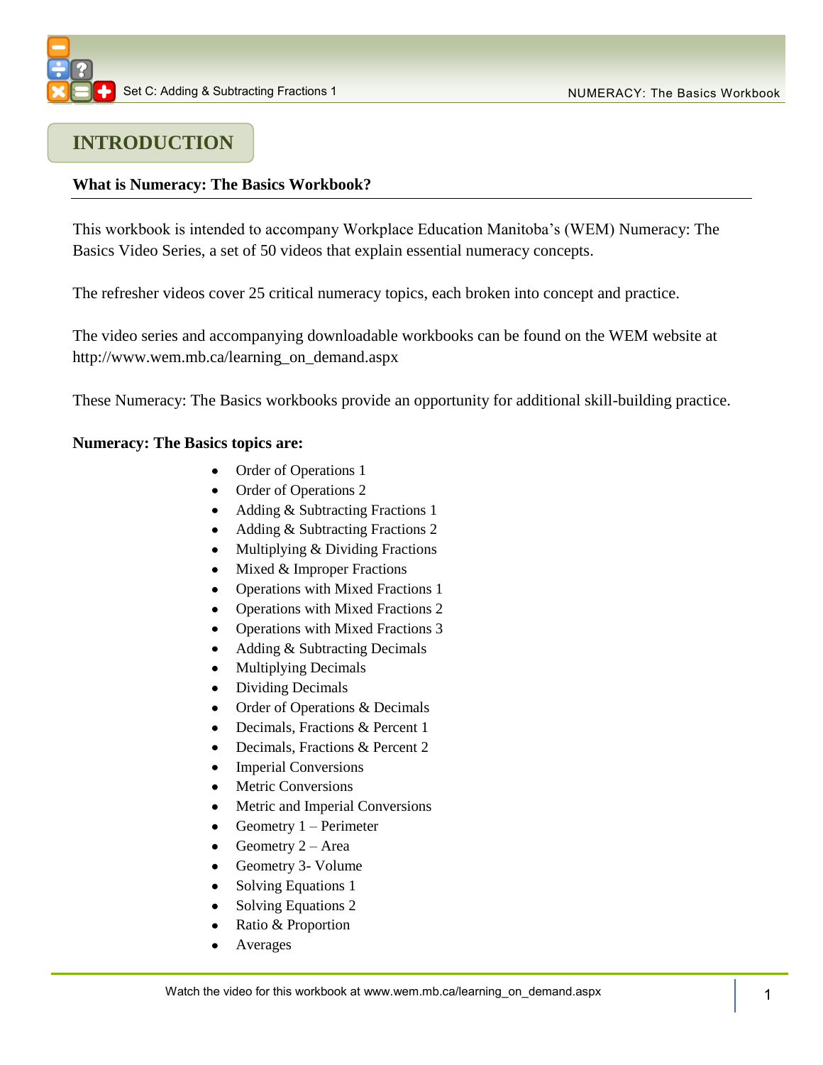# INTRODUCTION

**What is Numeracy: The Basics Workbook?**

This workbook is intended to accompany Workplace Education Manitoba's (WEM) Numeracy: The Basics Video Series, a set of 50 videos that explain essential numeracy concepts.

The refresher videos cover 25 critical numeracy topics, each broken into concept and practice.

The video series and accompanying downloadable workbooks can be found on the WEM website at http://www.wem.mb.ca/learning_on_demand.aspx

These Numeracy: The Basics workbooks provide an opportunity for additional skill-building practice.

**Numeracy: The Basics topics are:**

- Order of Operations 1
- Order of Operations 2
- Adding & Subtracting Fractions 1
- Adding & Subtracting Fractions 2
- Multiplying & Dividing Fractions
- Mixed & Improper Fractions
- Operations with Mixed Fractions 1
- Operations with Mixed Fractions 2
- Operations with Mixed Fractions 3
- Adding & Subtracting Decimals
- Multiplying Decimals
- Dividing Decimals
- Order of Operations & Decimals
- Decimals, Fractions & Percent 1
- Decimals, Fractions & Percent 2
- Imperial Conversions
- Metric Conversions
- Metric and Imperial Conversions
- Geometry 1 – Perimeter
- Geometry 2 – Area
- Geometry 3- Volume
- Solving Equations 1
- Solving Equations 2
- Ratio & Proportion
- Averages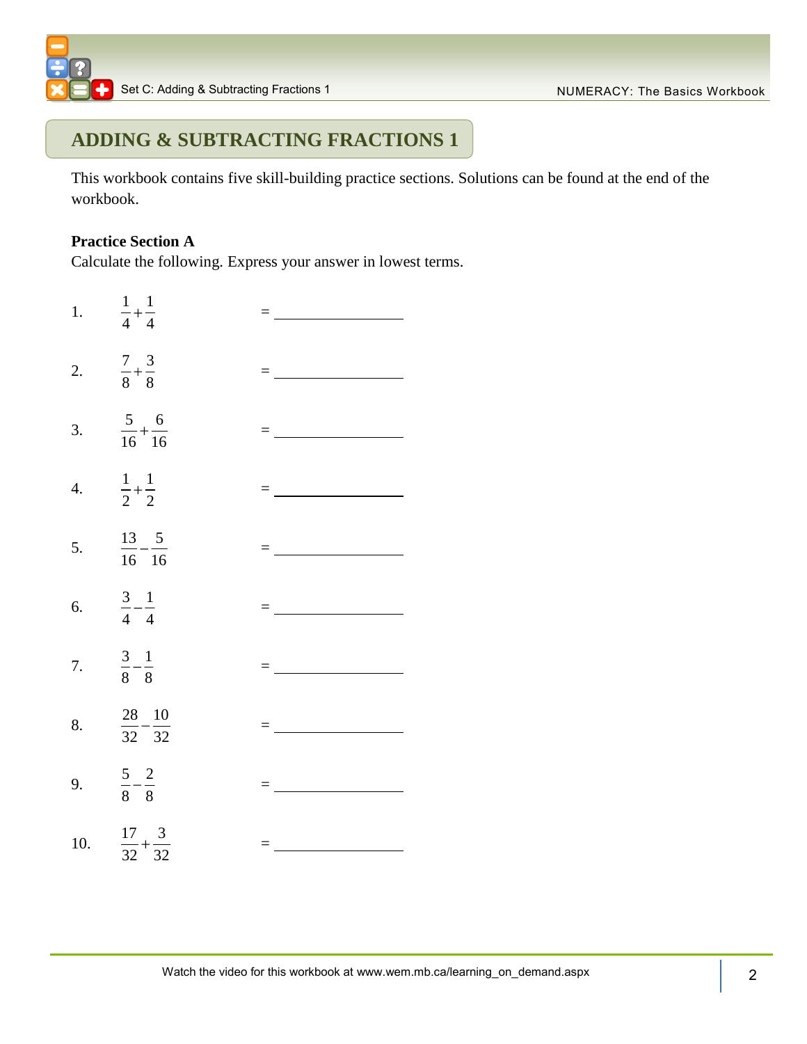# ADDING & SUBTRACTING FRACTIONS 1

This workbook contains five skill-building practice sections. Solutions can be found at the end of the workbook.

**Practice Section A**

Calculate the following. Express your answer in lowest terms.

1. $\frac{1}{4}+\frac{1}{4}$ = ____________

2. $\frac{7}{8}+\frac{3}{8}$ = ____________

3. $\frac{5}{16}+\frac{6}{16}$ = ____________

4. $\frac{1}{2}+\frac{1}{2}$ = ____________

5. $\frac{13}{16}-\frac{5}{16}$ = ____________

6. $\frac{3}{4}-\frac{1}{4}$ = ____________

7. $\frac{3}{8}-\frac{1}{8}$ = ____________

8. $\frac{28}{32}-\frac{10}{32}$ = ____________

9. $\frac{5}{8}-\frac{2}{8}$ = ____________

10. $\frac{17}{32}+\frac{3}{32}$ = ____________

Watch the video for this workbook at www.wem.mb.ca/learning_on_demand.aspx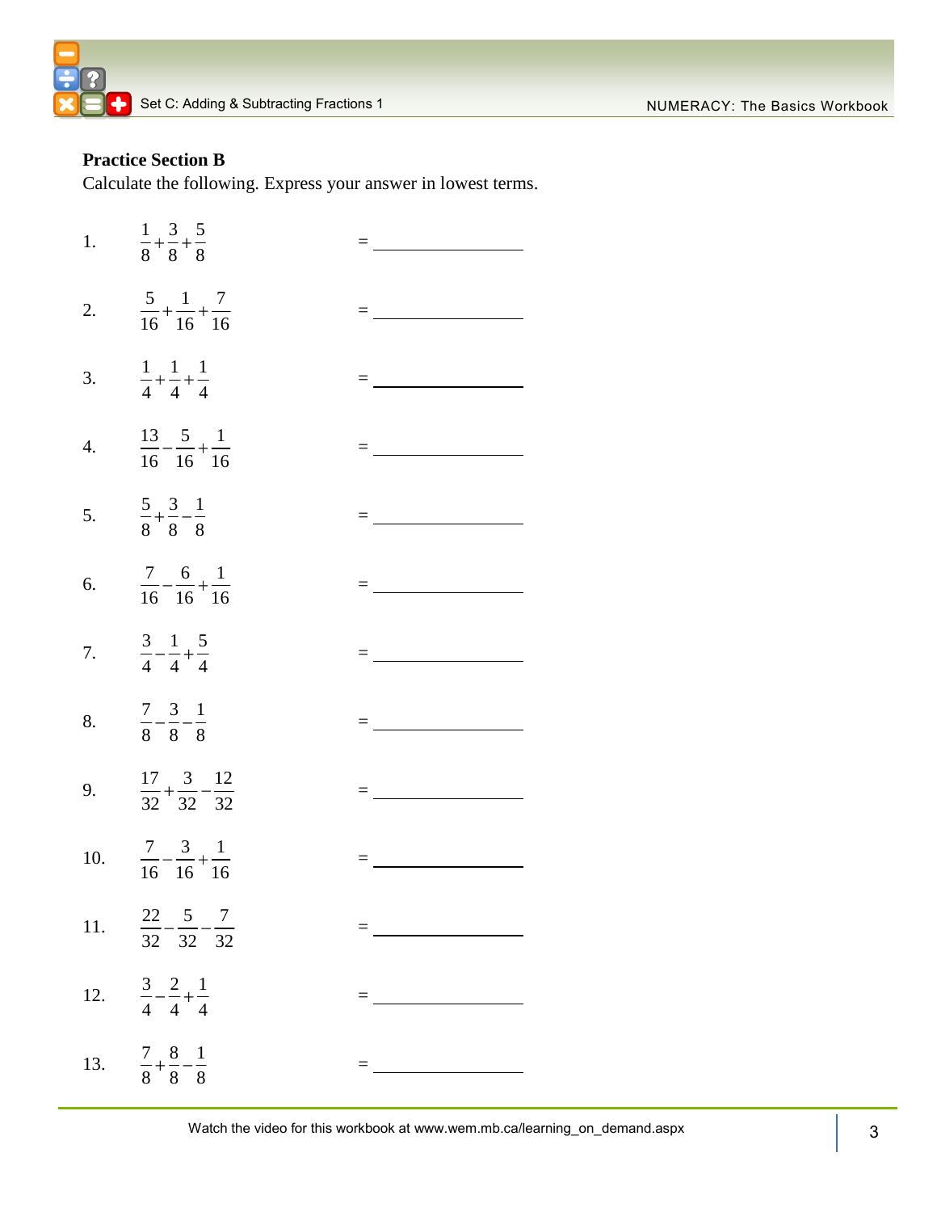**Practice Section B**

Calculate the following. Express your answer in lowest terms.

1. $\frac{1}{8}+\frac{3}{8}+\frac{5}{8}$ = ____________

2. $\frac{5}{16}+\frac{1}{16}+\frac{7}{16}$ = ____________

3. $\frac{1}{4}+\frac{1}{4}+\frac{1}{4}$ = ____________

4. $\frac{13}{16}-\frac{5}{16}+\frac{1}{16}$ = ____________

5. $\frac{5}{8}+\frac{3}{8}-\frac{1}{8}$ = ____________

6. $\frac{7}{16}-\frac{6}{16}+\frac{1}{16}$ = ____________

7. $\frac{3}{4}-\frac{1}{4}+\frac{5}{4}$ = ____________

8. $\frac{7}{8}-\frac{3}{8}-\frac{1}{8}$ = ____________

9. $\frac{17}{32}+\frac{3}{32}-\frac{12}{32}$ = ____________

10. $\frac{7}{16}-\frac{3}{16}+\frac{1}{16}$ = ____________

11. $\frac{22}{32}-\frac{5}{32}-\frac{7}{32}$ = ____________

12. $\frac{3}{4}-\frac{2}{4}+\frac{1}{4}$ = ____________

13. $\frac{7}{8}+\frac{8}{8}-\frac{1}{8}$ = ____________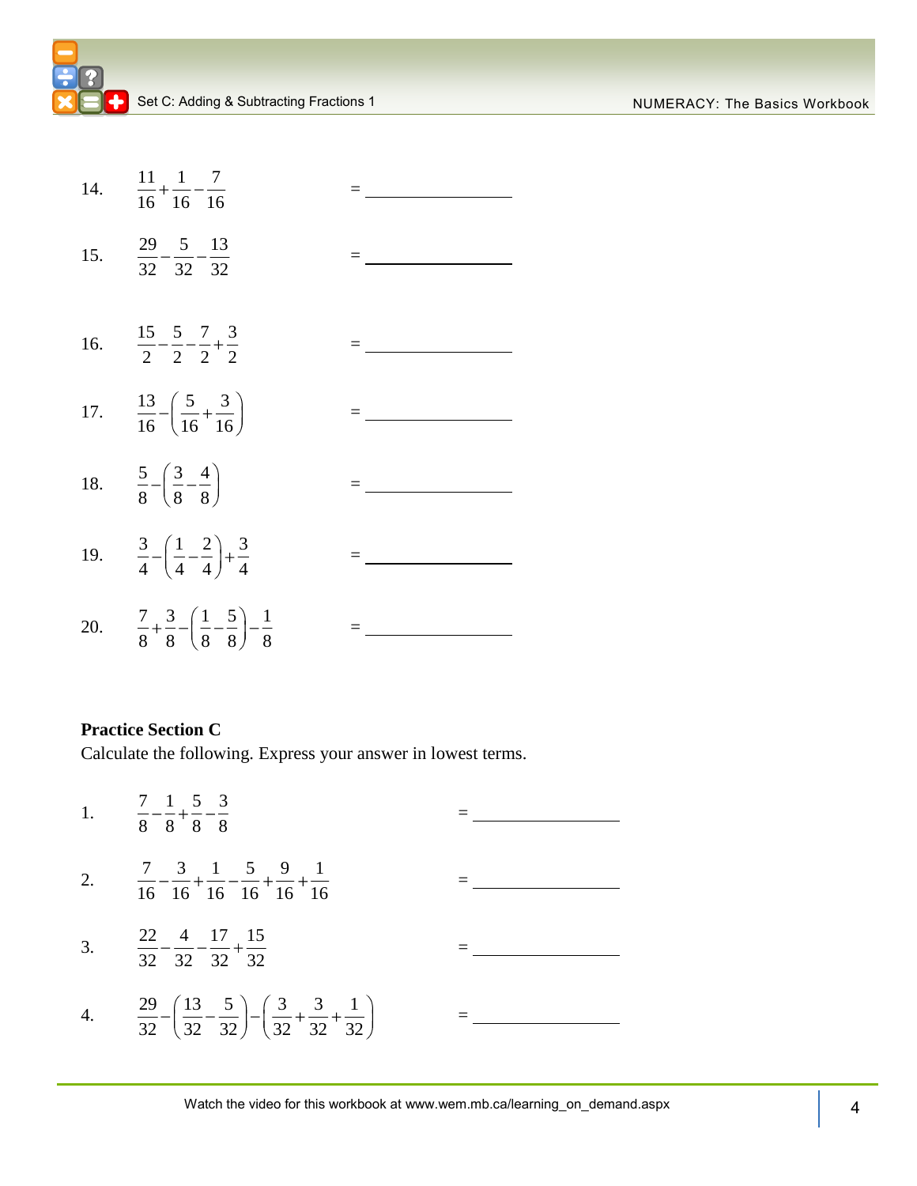14. $\frac{11}{16}+\frac{1}{16}-\frac{7}{16}$ = ______________

15. $\frac{29}{32}-\frac{5}{32}-\frac{13}{32}$ = ______________

16. $\frac{15}{2}-\frac{5}{2}-\frac{7}{2}+\frac{3}{2}$ = ______________

17. $\frac{13}{16}-\left(\frac{5}{16}+\frac{3}{16}\right)$ = ______________

18. $\frac{5}{8}-\left(\frac{3}{8}-\frac{4}{8}\right)$ = ______________

19. $\frac{3}{4}-\left(\frac{1}{4}-\frac{2}{4}\right)+\frac{3}{4}$ = ______________

20. $\frac{7}{8}+\frac{3}{8}-\left(\frac{1}{8}-\frac{5}{8}\right)-\frac{1}{8}$ = ______________

**Practice Section C**

Calculate the following. Express your answer in lowest terms.

1. $\frac{7}{8}-\frac{1}{8}+\frac{5}{8}-\frac{3}{8}$ = ______________

2. $\frac{7}{16}-\frac{3}{16}+\frac{1}{16}-\frac{5}{16}+\frac{9}{16}+\frac{1}{16}$ = ______________

3. $\frac{22}{32}-\frac{4}{32}-\frac{17}{32}+\frac{15}{32}$ = ______________

4. $\frac{29}{32}-\left(\frac{13}{32}-\frac{5}{32}\right)-\left(\frac{3}{32}+\frac{3}{32}+\frac{1}{32}\right)$ = ______________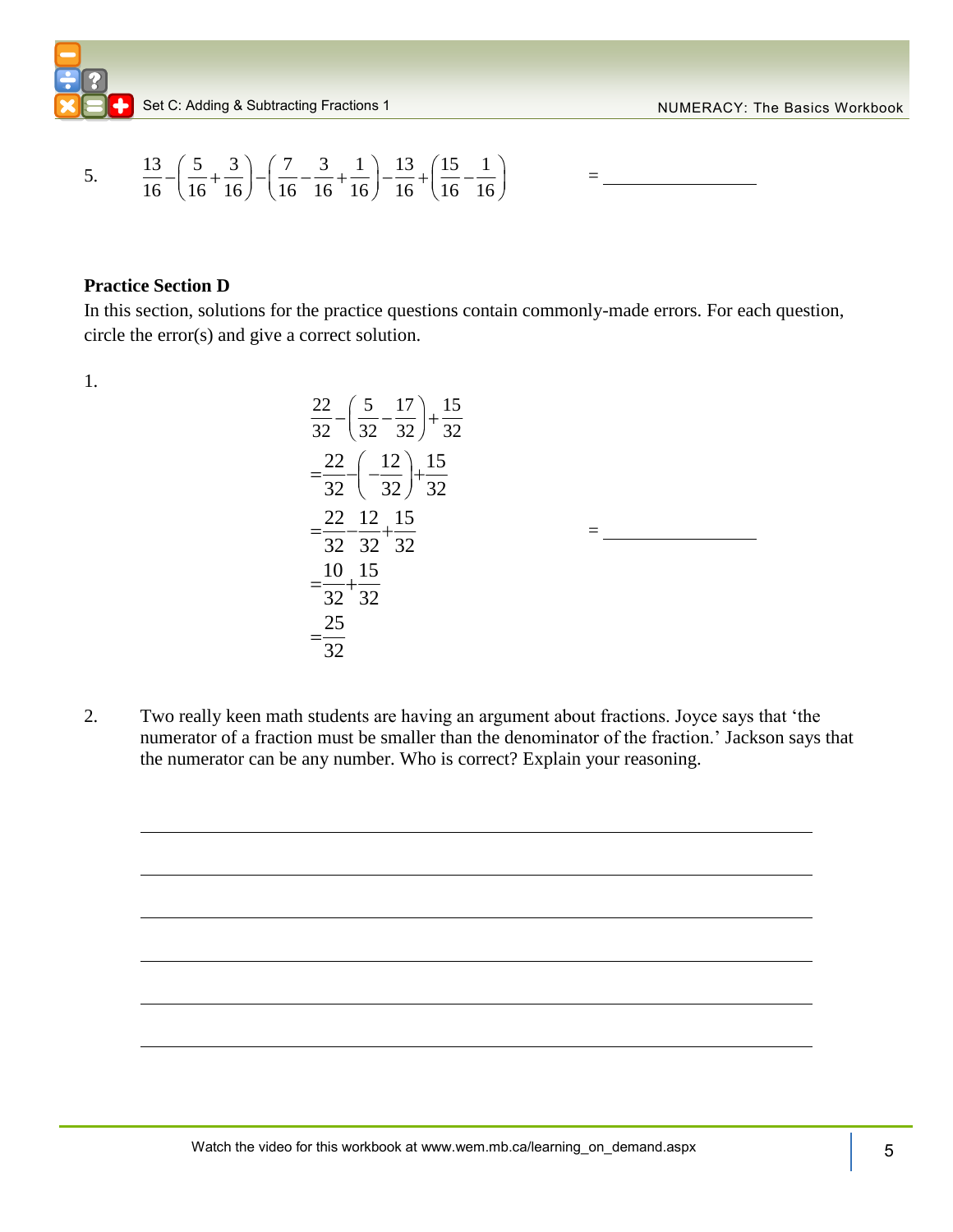5. $\frac{13}{16}-\left(\frac{5}{16}+\frac{3}{16}\right)-\left(\frac{7}{16}-\frac{3}{16}+\frac{1}{16}\right)-\frac{13}{16}+\left(\frac{15}{16}-\frac{1}{16}\right)$ = ______________

**Practice Section D**

In this section, solutions for the practice questions contain commonly-made errors. For each question, circle the error(s) and give a correct solution.

1.

$$
\begin{aligned}
&\frac{22}{32}-\left(\frac{5}{32}-\frac{17}{32}\right)+\frac{15}{32} \\
&=\frac{22}{32}-\left(-\frac{12}{32}\right)+\frac{15}{32} \\
&=\frac{22}{32}-\frac{12}{32}+\frac{15}{32} \\
&=\frac{10}{32}+\frac{15}{32} \\
&=\frac{25}{32}
\end{aligned}
$$

= ______________

2. Two really keen math students are having an argument about fractions. Joyce says that 'the numerator of a fraction must be smaller than the denominator of the fraction.' Jackson says that the numerator can be any number. Who is correct? Explain your reasoning.

______________________________________________________________________

______________________________________________________________________

______________________________________________________________________

______________________________________________________________________

______________________________________________________________________

______________________________________________________________________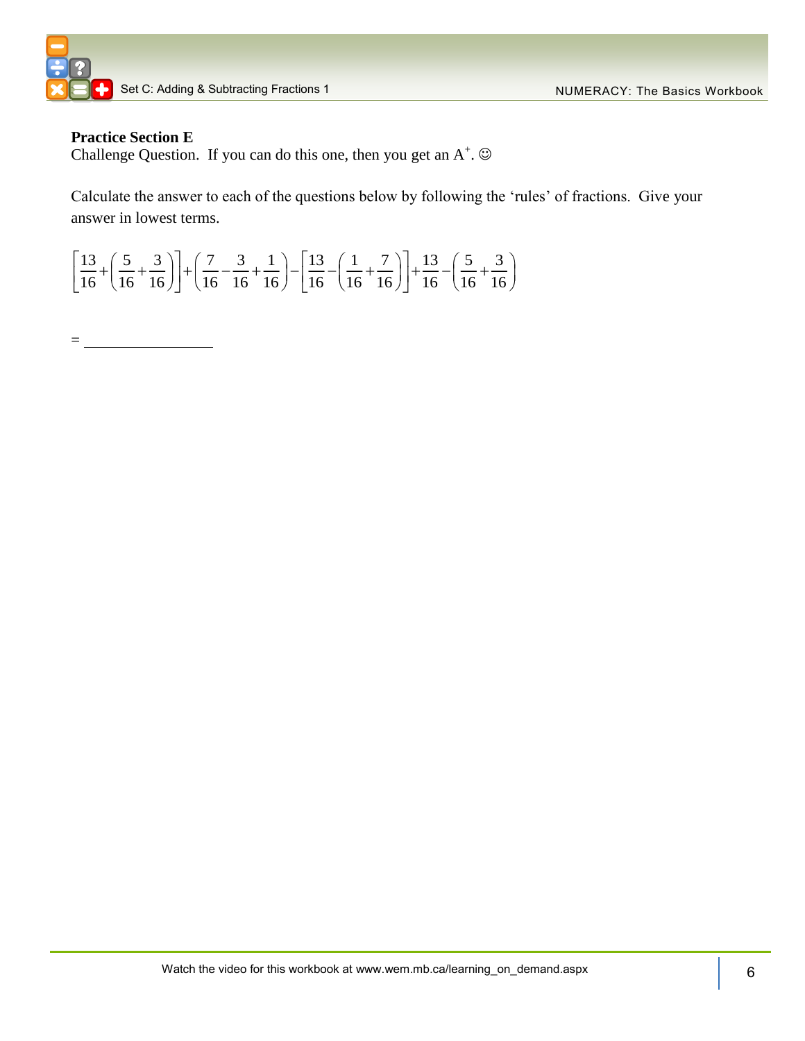**Practice Section E**

Challenge Question. If you can do this one, then you get an A$^{+}$. ☺

Calculate the answer to each of the questions below by following the 'rules' of fractions. Give your answer in lowest terms.

$$\left[\frac{13}{16}+\left(\frac{5}{16}+\frac{3}{16}\right)\right]+\left(\frac{7}{16}-\frac{3}{16}+\frac{1}{16}\right)-\left[\frac{13}{16}-\left(\frac{1}{16}+\frac{7}{16}\right)\right]+\frac{13}{16}-\left(\frac{5}{16}+\frac{3}{16}\right)$$

= ________________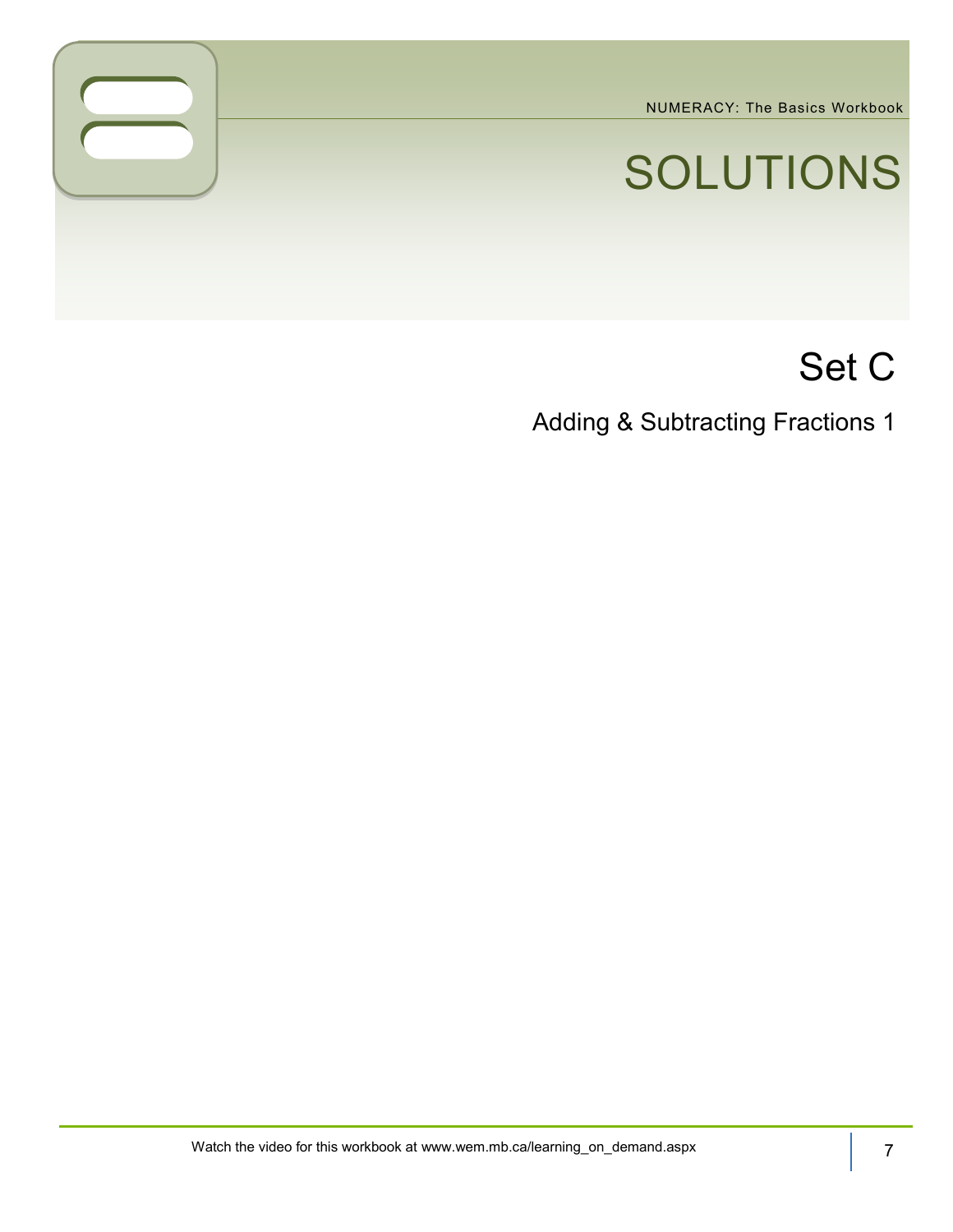# SOLUTIONS

## Set C

### Adding & Subtracting Fractions 1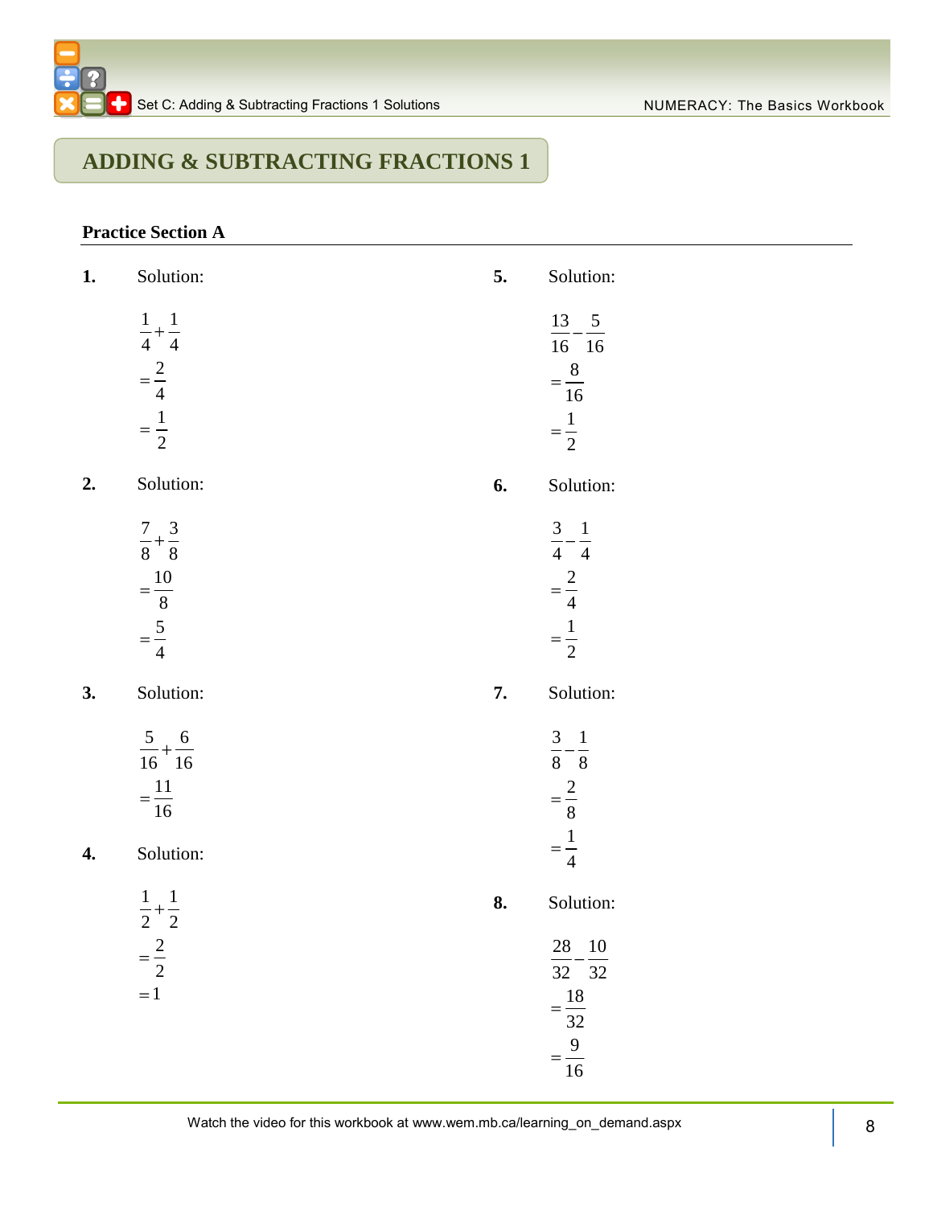# ADDING & SUBTRACTING FRACTIONS 1

**Practice Section A**

**1.** Solution:

$$\frac{1}{4}+\frac{1}{4}$$
$$=\frac{2}{4}$$
$$=\frac{1}{2}$$

**2.** Solution:

$$\frac{7}{8}+\frac{3}{8}$$
$$=\frac{10}{8}$$
$$=\frac{5}{4}$$

**3.** Solution:

$$\frac{5}{16}+\frac{6}{16}$$
$$=\frac{11}{16}$$

**4.** Solution:

$$\frac{1}{2}+\frac{1}{2}$$
$$=\frac{2}{2}$$
$$=1$$

**5.** Solution:

$$\frac{13}{16}-\frac{5}{16}$$
$$=\frac{8}{16}$$
$$=\frac{1}{2}$$

**6.** Solution:

$$\frac{3}{4}-\frac{1}{4}$$
$$=\frac{2}{4}$$
$$=\frac{1}{2}$$

**7.** Solution:

$$\frac{3}{8}-\frac{1}{8}$$
$$=\frac{2}{8}$$
$$=\frac{1}{4}$$

**8.** Solution:

$$\frac{28}{32}-\frac{10}{32}$$
$$=\frac{18}{32}$$
$$=\frac{9}{16}$$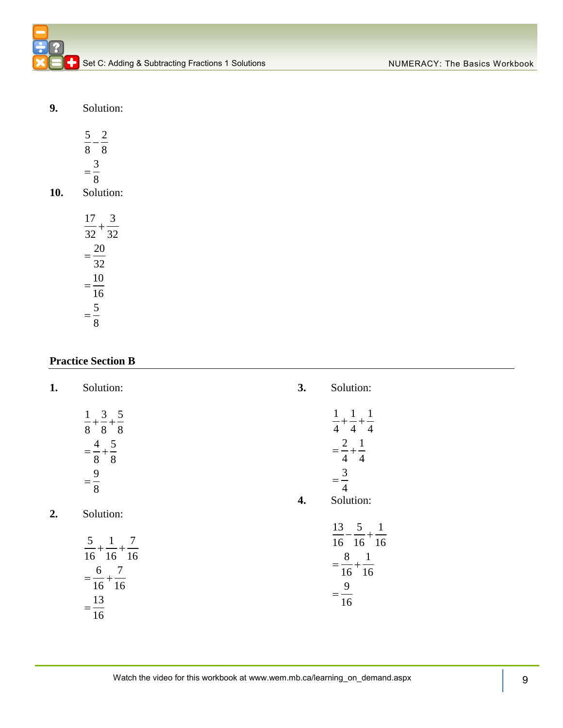**9.** Solution:

$$\frac{5}{8}-\frac{2}{8}$$
$$=\frac{3}{8}$$

**10.** Solution:

$$\frac{17}{32}+\frac{3}{32}$$
$$=\frac{20}{32}$$
$$=\frac{10}{16}$$
$$=\frac{5}{8}$$

## Practice Section B

**1.** Solution:

$$\frac{1}{8}+\frac{3}{8}+\frac{5}{8}$$
$$=\frac{4}{8}+\frac{5}{8}$$
$$=\frac{9}{8}$$

**2.** Solution:

$$\frac{5}{16}+\frac{1}{16}+\frac{7}{16}$$
$$=\frac{6}{16}+\frac{7}{16}$$
$$=\frac{13}{16}$$

**3.** Solution:

$$\frac{1}{4}+\frac{1}{4}+\frac{1}{4}$$
$$=\frac{2}{4}+\frac{1}{4}$$
$$=\frac{3}{4}$$

**4.** Solution:

$$\frac{13}{16}-\frac{5}{16}+\frac{1}{16}$$
$$=\frac{8}{16}+\frac{1}{16}$$
$$=\frac{9}{16}$$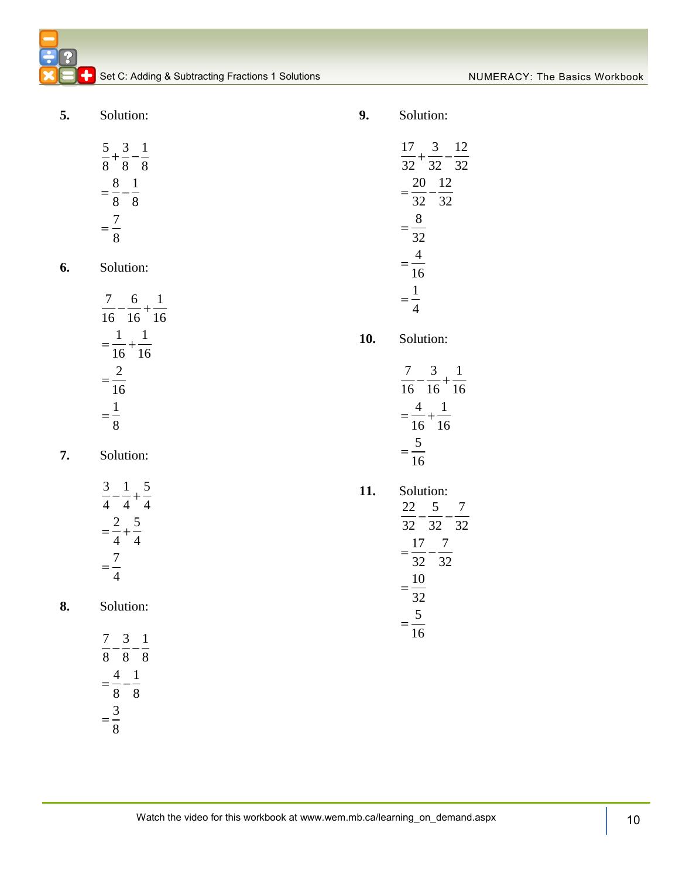**5.** Solution:

$$\frac{5}{8}+\frac{3}{8}-\frac{1}{8}$$
$$=\frac{8}{8}-\frac{1}{8}$$
$$=\frac{7}{8}$$

**6.** Solution:

$$\frac{7}{16}-\frac{6}{16}+\frac{1}{16}$$
$$=\frac{1}{16}+\frac{1}{16}$$
$$=\frac{2}{16}$$
$$=\frac{1}{8}$$

**7.** Solution:

$$\frac{3}{4}-\frac{1}{4}+\frac{5}{4}$$
$$=\frac{2}{4}+\frac{5}{4}$$
$$=\frac{7}{4}$$

**8.** Solution:

$$\frac{7}{8}-\frac{3}{8}-\frac{1}{8}$$
$$=\frac{4}{8}-\frac{1}{8}$$
$$=\frac{3}{8}$$

**9.** Solution:

$$\frac{17}{32}+\frac{3}{32}-\frac{12}{32}$$
$$=\frac{20}{32}-\frac{12}{32}$$
$$=\frac{8}{32}$$
$$=\frac{4}{16}$$
$$=\frac{1}{4}$$

**10.** Solution:

$$\frac{7}{16}-\frac{3}{16}+\frac{1}{16}$$
$$=\frac{4}{16}+\frac{1}{16}$$
$$=\frac{5}{16}$$

**11.** Solution:

$$\frac{22}{32}-\frac{5}{32}-\frac{7}{32}$$
$$=\frac{17}{32}-\frac{7}{32}$$
$$=\frac{10}{32}$$
$$=\frac{5}{16}$$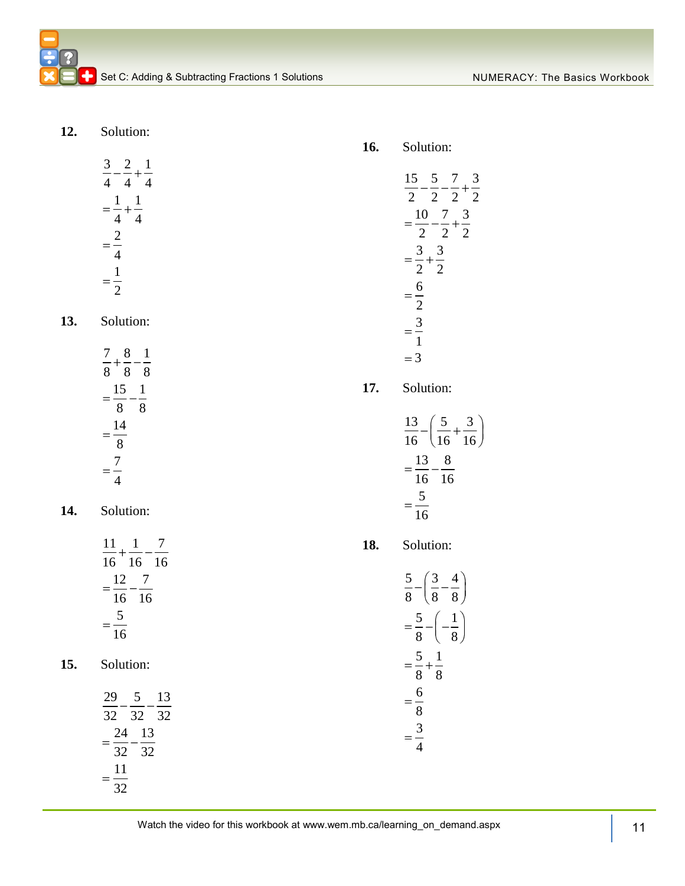**12.** Solution:

$$\frac{3}{4}-\frac{2}{4}+\frac{1}{4}$$
$$=\frac{1}{4}+\frac{1}{4}$$
$$=\frac{2}{4}$$
$$=\frac{1}{2}$$

**13.** Solution:

$$\frac{7}{8}+\frac{8}{8}-\frac{1}{8}$$
$$=\frac{15}{8}-\frac{1}{8}$$
$$=\frac{14}{8}$$
$$=\frac{7}{4}$$

**14.** Solution:

$$\frac{11}{16}+\frac{1}{16}-\frac{7}{16}$$
$$=\frac{12}{16}-\frac{7}{16}$$
$$=\frac{5}{16}$$

**15.** Solution:

$$\frac{29}{32}-\frac{5}{32}-\frac{13}{32}$$
$$=\frac{24}{32}-\frac{13}{32}$$
$$=\frac{11}{32}$$

**16.** Solution:

$$\frac{15}{2}-\frac{5}{2}-\frac{7}{2}+\frac{3}{2}$$
$$=\frac{10}{2}-\frac{7}{2}+\frac{3}{2}$$
$$=\frac{3}{2}+\frac{3}{2}$$
$$=\frac{6}{2}$$
$$=\frac{3}{1}$$
$$=3$$

**17.** Solution:

$$\frac{13}{16}-\left(\frac{5}{16}+\frac{3}{16}\right)$$
$$=\frac{13}{16}-\frac{8}{16}$$
$$=\frac{5}{16}$$

**18.** Solution:

$$\frac{5}{8}-\left(\frac{3}{8}-\frac{4}{8}\right)$$
$$=\frac{5}{8}-\left(-\frac{1}{8}\right)$$
$$=\frac{5}{8}+\frac{1}{8}$$
$$=\frac{6}{8}$$
$$=\frac{3}{4}$$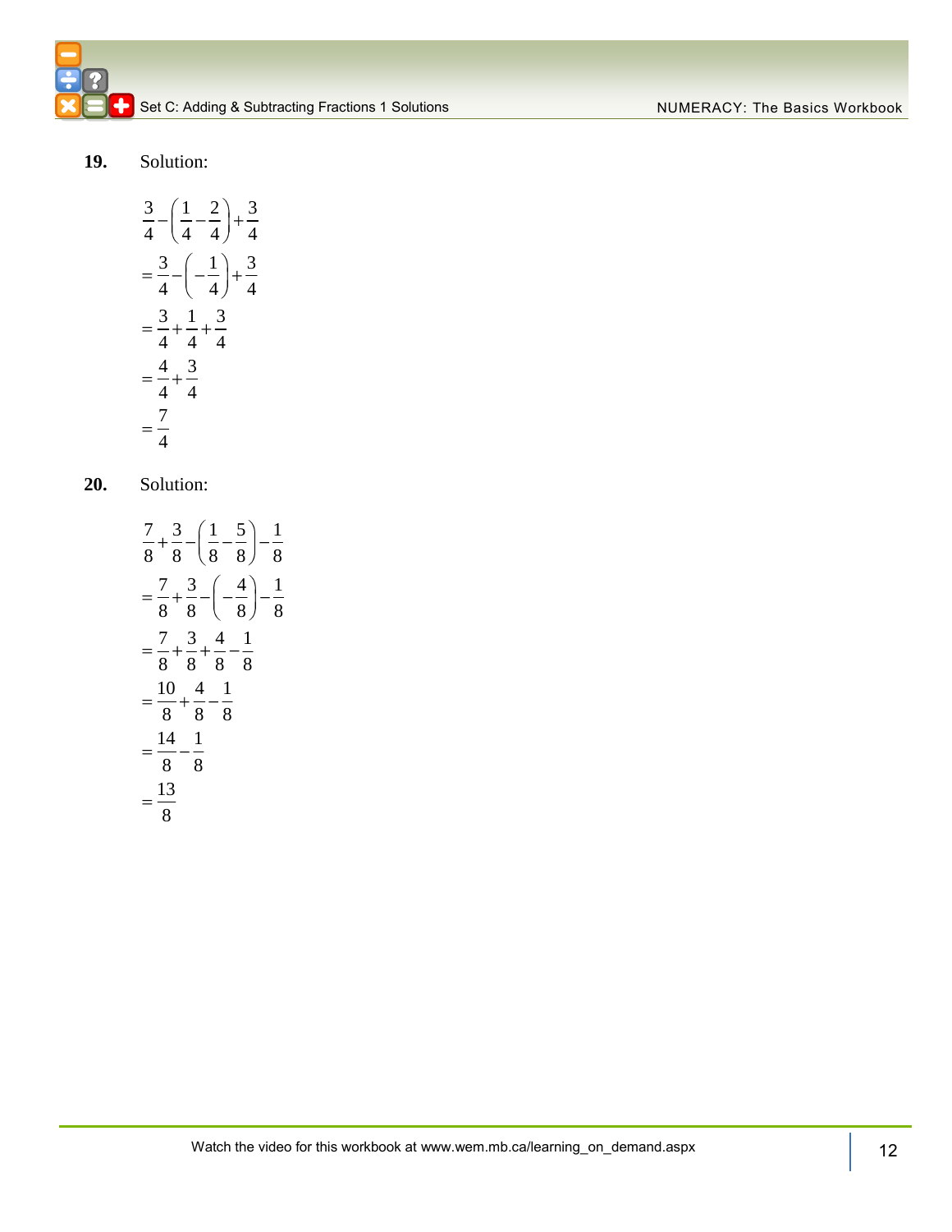**19.** Solution:

$$\frac{3}{4}-\left(\frac{1}{4}-\frac{2}{4}\right)+\frac{3}{4}$$
$$=\frac{3}{4}-\left(-\frac{1}{4}\right)+\frac{3}{4}$$
$$=\frac{3}{4}+\frac{1}{4}+\frac{3}{4}$$
$$=\frac{4}{4}+\frac{3}{4}$$
$$=\frac{7}{4}$$

**20.** Solution:

$$\frac{7}{8}+\frac{3}{8}-\left(\frac{1}{8}-\frac{5}{8}\right)-\frac{1}{8}$$
$$=\frac{7}{8}+\frac{3}{8}-\left(-\frac{4}{8}\right)-\frac{1}{8}$$
$$=\frac{7}{8}+\frac{3}{8}+\frac{4}{8}-\frac{1}{8}$$
$$=\frac{10}{8}+\frac{4}{8}-\frac{1}{8}$$
$$=\frac{14}{8}-\frac{1}{8}$$
$$=\frac{13}{8}$$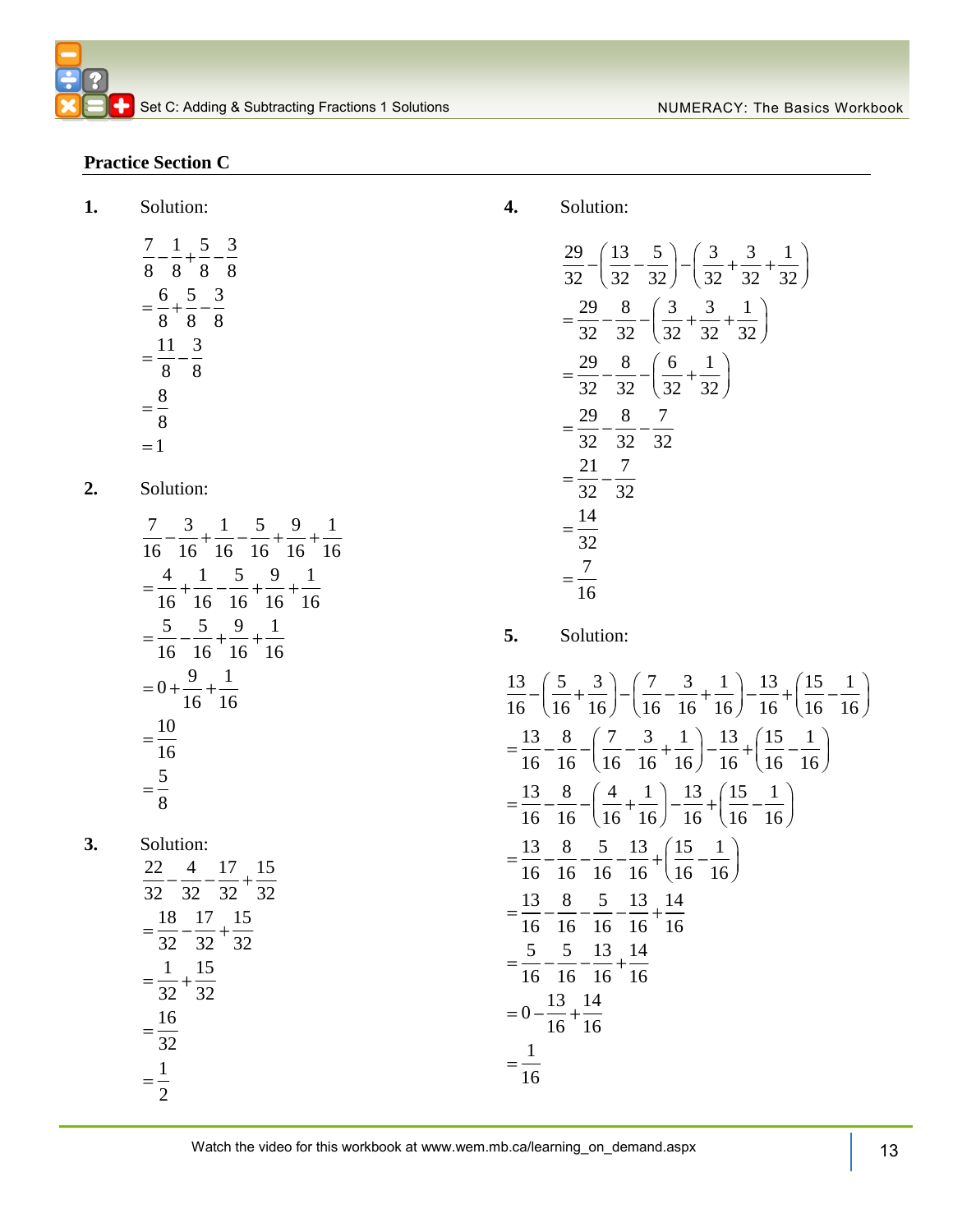## Practice Section C

**1.** Solution:

$$\frac{7}{8}-\frac{1}{8}+\frac{5}{8}-\frac{3}{8}$$
$$=\frac{6}{8}+\frac{5}{8}-\frac{3}{8}$$
$$=\frac{11}{8}-\frac{3}{8}$$
$$=\frac{8}{8}$$
$$=1$$

**2.** Solution:

$$\frac{7}{16}-\frac{3}{16}+\frac{1}{16}-\frac{5}{16}+\frac{9}{16}+\frac{1}{16}$$
$$=\frac{4}{16}+\frac{1}{16}-\frac{5}{16}+\frac{9}{16}+\frac{1}{16}$$
$$=\frac{5}{16}-\frac{5}{16}+\frac{9}{16}+\frac{1}{16}$$
$$=0+\frac{9}{16}+\frac{1}{16}$$
$$=\frac{10}{16}$$
$$=\frac{5}{8}$$

**3.** Solution:

$$\frac{22}{32}-\frac{4}{32}-\frac{17}{32}+\frac{15}{32}$$
$$=\frac{18}{32}-\frac{17}{32}+\frac{15}{32}$$
$$=\frac{1}{32}+\frac{15}{32}$$
$$=\frac{16}{32}$$
$$=\frac{1}{2}$$

**4.** Solution:

$$\frac{29}{32}-\left(\frac{13}{32}-\frac{5}{32}\right)-\left(\frac{3}{32}+\frac{3}{32}+\frac{1}{32}\right)$$
$$=\frac{29}{32}-\frac{8}{32}-\left(\frac{3}{32}+\frac{3}{32}+\frac{1}{32}\right)$$
$$=\frac{29}{32}-\frac{8}{32}-\left(\frac{6}{32}+\frac{1}{32}\right)$$
$$=\frac{29}{32}-\frac{8}{32}-\frac{7}{32}$$
$$=\frac{21}{32}-\frac{7}{32}$$
$$=\frac{14}{32}$$
$$=\frac{7}{16}$$

**5.** Solution:

$$\frac{13}{16}-\left(\frac{5}{16}+\frac{3}{16}\right)-\left(\frac{7}{16}-\frac{3}{16}+\frac{1}{16}\right)-\frac{13}{16}+\left(\frac{15}{16}-\frac{1}{16}\right)$$
$$=\frac{13}{16}-\frac{8}{16}-\left(\frac{7}{16}-\frac{3}{16}+\frac{1}{16}\right)-\frac{13}{16}+\left(\frac{15}{16}-\frac{1}{16}\right)$$
$$=\frac{13}{16}-\frac{8}{16}-\left(\frac{4}{16}+\frac{1}{16}\right)-\frac{13}{16}+\left(\frac{15}{16}-\frac{1}{16}\right)$$
$$=\frac{13}{16}-\frac{8}{16}-\frac{5}{16}-\frac{13}{16}+\left(\frac{15}{16}-\frac{1}{16}\right)$$
$$=\frac{13}{16}-\frac{8}{16}-\frac{5}{16}-\frac{13}{16}+\frac{14}{16}$$
$$=\frac{5}{16}-\frac{5}{16}-\frac{13}{16}+\frac{14}{16}$$
$$=0-\frac{13}{16}+\frac{14}{16}$$
$$=\frac{1}{16}$$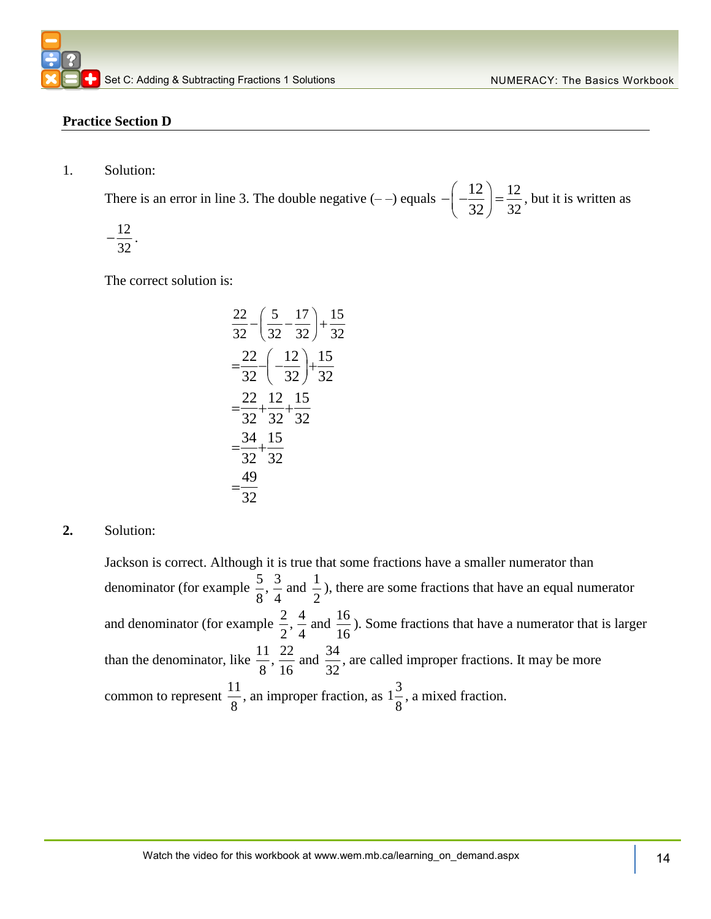## Practice Section D

1. Solution:

There is an error in line 3. The double negative (– –) equals $-\left(-\frac{12}{32}\right)=\frac{12}{32}$, but it is written as $-\frac{12}{32}$.

The correct solution is:

$$
\begin{aligned}
&\frac{22}{32}-\left(\frac{5}{32}-\frac{17}{32}\right)+\frac{15}{32} \\
&=\frac{22}{32}-\left(-\frac{12}{32}\right)+\frac{15}{32} \\
&=\frac{22}{32}+\frac{12}{32}+\frac{15}{32} \\
&=\frac{34}{32}+\frac{15}{32} \\
&=\frac{49}{32}
\end{aligned}
$$

**2.** Solution:

Jackson is correct. Although it is true that some fractions have a smaller numerator than denominator (for example $\frac{5}{8}$, $\frac{3}{4}$ and $\frac{1}{2}$), there are some fractions that have an equal numerator and denominator (for example $\frac{2}{2}$, $\frac{4}{4}$ and $\frac{16}{16}$). Some fractions that have a numerator that is larger than the denominator, like $\frac{11}{8}$, $\frac{22}{16}$ and $\frac{34}{32}$, are called improper fractions. It may be more common to represent $\frac{11}{8}$, an improper fraction, as $1\frac{3}{8}$, a mixed fraction.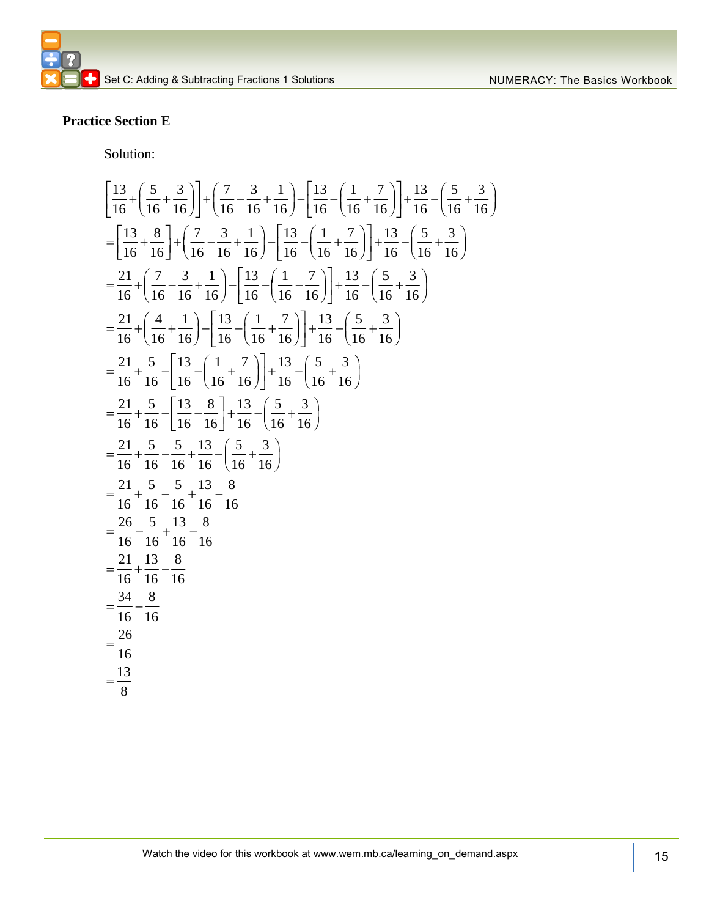## Practice Section E

Solution:

$$\left[\frac{13}{16}+\left(\frac{5}{16}+\frac{3}{16}\right)\right]+\left(\frac{7}{16}-\frac{3}{16}+\frac{1}{16}\right)-\left[\frac{13}{16}-\left(\frac{1}{16}+\frac{7}{16}\right)\right]+\frac{13}{16}-\left(\frac{5}{16}+\frac{3}{16}\right)$$

$$=\left[\frac{13}{16}+\frac{8}{16}\right]+\left(\frac{7}{16}-\frac{3}{16}+\frac{1}{16}\right)-\left[\frac{13}{16}-\left(\frac{1}{16}+\frac{7}{16}\right)\right]+\frac{13}{16}-\left(\frac{5}{16}+\frac{3}{16}\right)$$

$$=\frac{21}{16}+\left(\frac{7}{16}-\frac{3}{16}+\frac{1}{16}\right)-\left[\frac{13}{16}-\left(\frac{1}{16}+\frac{7}{16}\right)\right]+\frac{13}{16}-\left(\frac{5}{16}+\frac{3}{16}\right)$$

$$=\frac{21}{16}+\left(\frac{4}{16}+\frac{1}{16}\right)-\left[\frac{13}{16}-\left(\frac{1}{16}+\frac{7}{16}\right)\right]+\frac{13}{16}-\left(\frac{5}{16}+\frac{3}{16}\right)$$

$$=\frac{21}{16}+\frac{5}{16}-\left[\frac{13}{16}-\left(\frac{1}{16}+\frac{7}{16}\right)\right]+\frac{13}{16}-\left(\frac{5}{16}+\frac{3}{16}\right)$$

$$=\frac{21}{16}+\frac{5}{16}-\left[\frac{13}{16}-\frac{8}{16}\right]+\frac{13}{16}-\left(\frac{5}{16}+\frac{3}{16}\right)$$

$$=\frac{21}{16}+\frac{5}{16}-\frac{5}{16}+\frac{13}{16}-\left(\frac{5}{16}+\frac{3}{16}\right)$$

$$=\frac{21}{16}+\frac{5}{16}-\frac{5}{16}+\frac{13}{16}-\frac{8}{16}$$

$$=\frac{26}{16}-\frac{5}{16}+\frac{13}{16}-\frac{8}{16}$$

$$=\frac{21}{16}+\frac{13}{16}-\frac{8}{16}$$

$$=\frac{34}{16}-\frac{8}{16}$$

$$=\frac{26}{16}$$

$$=\frac{13}{8}$$